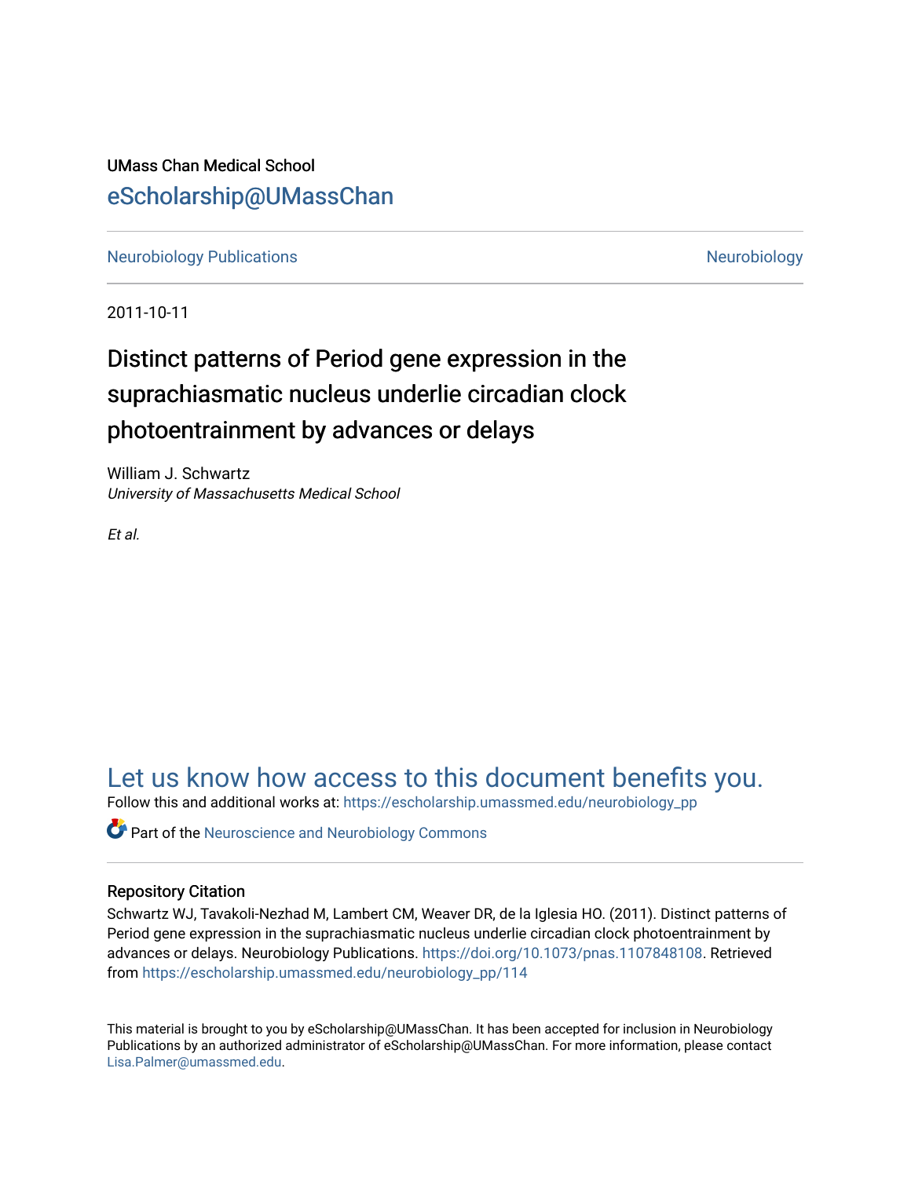UMass Chan Medical School

eScholarship@UMassChan

Neurobiology Publications | Neurobiology

2011-10-11

# Distinct patterns of Period gene expression in the suprachiasmatic nucleus underlie circadian clock photoentrainment by advances or delays

William J. Schwartz
*University of Massachusetts Medical School*

*Et al.*

Let us know how access to this document benefits you.

Follow this and additional works at: https://escholarship.umassmed.edu/neurobiology_pp

Part of the Neuroscience and Neurobiology Commons

## Repository Citation

Schwartz WJ, Tavakoli-Nezhad M, Lambert CM, Weaver DR, de la Iglesia HO. (2011). Distinct patterns of Period gene expression in the suprachiasmatic nucleus underlie circadian clock photoentrainment by advances or delays. Neurobiology Publications. https://doi.org/10.1073/pnas.1107848108. Retrieved from https://escholarship.umassmed.edu/neurobiology_pp/114

This material is brought to you by eScholarship@UMassChan. It has been accepted for inclusion in Neurobiology Publications by an authorized administrator of eScholarship@UMassChan. For more information, please contact Lisa.Palmer@umassmed.edu.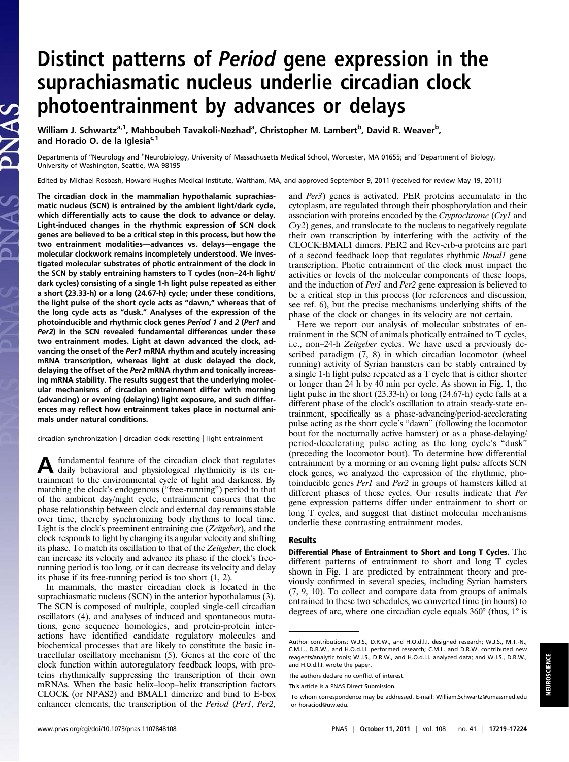# Distinct patterns of *Period* gene expression in the suprachiasmatic nucleus underlie circadian clock photoentrainment by advances or delays

William J. Schwartz[a,1], Mahboubeh Tavakoli-Nezhad[a], Christopher M. Lambert[b], David R. Weaver[b], and Horacio O. de la Iglesia[c,1]

Departments of [a]Neurology and [b]Neurobiology, University of Massachusetts Medical School, Worcester, MA 01655; and [c]Department of Biology, University of Washington, Seattle, WA 98195

Edited by Michael Rosbash, Howard Hughes Medical Institute, Waltham, MA, and approved September 9, 2011 (received for review May 19, 2011)

**The circadian clock in the mammalian hypothalamic suprachiasmatic nucleus (SCN) is entrained by the ambient light/dark cycle, which differentially acts to cause the clock to advance or delay. Light-induced changes in the rhythmic expression of SCN clock genes are believed to be a critical step in this process, but how the two entrainment modalities—advances vs. delays—engage the molecular clockwork remains incompletely understood. We investigated molecular substrates of photic entrainment of the clock in the SCN by stably entraining hamsters to T cycles (non–24-h light/dark cycles) consisting of a single 1-h light pulse repeated as either a short (23.33-h) or a long (24.67-h) cycle; under these conditions, the light pulse of the short cycle acts as "dawn," whereas that of the long cycle acts as "dusk." Analyses of the expression of the photoinducible and rhythmic clock genes *Period 1* and *2* (*Per1* and *Per2*) in the SCN revealed fundamental differences under these two entrainment modes. Light at dawn advanced the clock, advancing the onset of the *Per1* mRNA rhythm and acutely increasing mRNA transcription, whereas light at dusk delayed the clock, delaying the offset of the *Per2* mRNA rhythm and tonically increasing mRNA stability. The results suggest that the underlying molecular mechanisms of circadian entrainment differ with morning (advancing) or evening (delaying) light exposure, and such differences may reflect how entrainment takes place in nocturnal animals under natural conditions.**

circadian synchronization | circadian clock resetting | light entrainment

A fundamental feature of the circadian clock that regulates daily behavioral and physiological rhythmicity is its entrainment to the environmental cycle of light and darkness. By matching the clock's endogenous ("free-running") period to that of the ambient day/night cycle, entrainment ensures that the phase relationship between clock and external day remains stable over time, thereby synchronizing body rhythms to local time. Light is the clock's preeminent entraining cue (*Zeitgeber*), and the clock responds to light by changing its angular velocity and shifting its phase. To match its oscillation to that of the *Zeitgeber*, the clock can increase its velocity and advance its phase if the clock's free-running period is too long, or it can decrease its velocity and delay its phase if its free-running period is too short (1, 2).

In mammals, the master circadian clock is located in the suprachiasmatic nucleus (SCN) in the anterior hypothalamus (3). The SCN is composed of multiple, coupled single-cell circadian oscillators (4), and analyses of induced and spontaneous mutations, gene sequence homologies, and protein-protein interactions have identified candidate regulatory molecules and biochemical processes that are likely to constitute the basic intracellular oscillatory mechanism (5). Genes at the core of the clock function within autoregulatory feedback loops, with proteins rhythmically suppressing the transcription of their own mRNAs. When the basic helix–loop–helix transcription factors CLOCK (or NPAS2) and BMAL1 dimerize and bind to E-box enhancer elements, the transcription of the *Period* (*Per1*, *Per2*, and *Per3*) genes is activated. PER proteins accumulate in the cytoplasm, are regulated through their phosphorylation and their association with proteins encoded by the *Cryptochrome* (*Cry1* and *Cry2*) genes, and translocate to the nucleus to negatively regulate their own transcription by interfering with the activity of the CLOCK:BMAL1 dimers. PER2 and Rev-erb-α proteins are part of a second feedback loop that regulates rhythmic *Bmal1* gene transcription. Photic entrainment of the clock must impact the activities or levels of the molecular components of these loops, and the induction of *Per1* and *Per2* gene expression is believed to be a critical step in this process (for references and discussion, see ref. 6), but the precise mechanisms underlying shifts of the phase of the clock or changes in its velocity are not certain.

Here we report our analysis of molecular substrates of entrainment in the SCN of animals photically entrained to T cycles, i.e., non–24-h *Zeitgeber* cycles. We have used a previously described paradigm (7, 8) in which circadian locomotor (wheel running) activity of Syrian hamsters can be stably entrained by a single 1-h light pulse repeated as a T cycle that is either shorter or longer than 24 h by 40 min per cycle. As shown in Fig. 1, the light pulse in the short (23.33-h) or long (24.67-h) cycle falls at a different phase of the clock's oscillation to attain steady-state entrainment, specifically as a phase-advancing/period-accelerating pulse acting as the short cycle's "dawn" (following the locomotor bout for the nocturnally active hamster) or as a phase-delaying/period-decelerating pulse acting as the long cycle's "dusk" (preceding the locomotor bout). To determine how differential entrainment by a morning or an evening light pulse affects SCN clock genes, we analyzed the expression of the rhythmic, photoinducible genes *Per1* and *Per2* in groups of hamsters killed at different phases of these cycles. Our results indicate that *Per* gene expression patterns differ under entrainment to short or long T cycles, and suggest that distinct molecular mechanisms underlie these contrasting entrainment modes.

## Results

**Differential Phase of Entrainment to Short and Long T Cycles.** The different patterns of entrainment to short and long T cycles shown in Fig. 1 are predicted by entrainment theory and previously confirmed in several species, including Syrian hamsters (7, 9, 10). To collect and compare data from groups of animals entrained to these two schedules, we converted time (in hours) to degrees of arc, where one circadian cycle equals 360° (thus, 1° is

Author contributions: W.J.S., D.R.W., and H.O.d.l.I. designed research; W.J.S., M.T.-N., C.M.L., D.R.W., and H.O.d.l.I. performed research; C.M.L. and D.R.W. contributed new reagents/analytic tools; W.J.S., D.R.W., and H.O.d.l.I. analyzed data; and W.J.S., D.R.W., and H.O.d.l.I. wrote the paper.

The authors declare no conflict of interest.

This article is a PNAS Direct Submission.

[1]To whom correspondence may be addressed. E-mail: William.Schwartz@umassmed.edu or horaciod@uw.edu.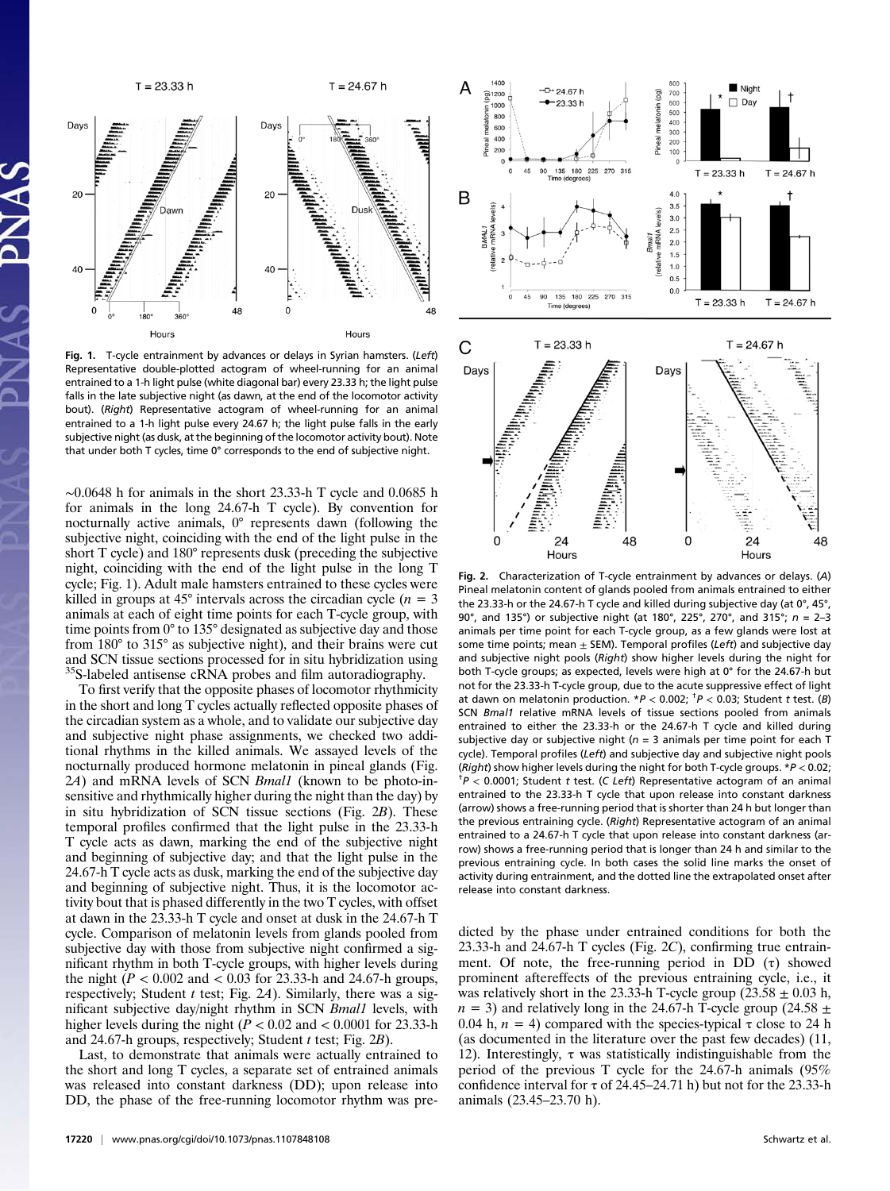**Fig. 1.** T-cycle entrainment by advances or delays in Syrian hamsters. (*Left*) Representative double-plotted actogram of wheel-running for an animal entrained to a 1-h light pulse (white diagonal bar) every 23.33 h; the light pulse falls in the late subjective night (as dawn, at the end of the locomotor activity bout). (*Right*) Representative actogram of wheel-running for an animal entrained to a 1-h light pulse every 24.67 h; the light pulse falls in the early subjective night (as dusk, at the beginning of the locomotor activity bout). Note that under both T cycles, time 0° corresponds to the end of subjective night.

~0.0648 h for animals in the short 23.33-h T cycle and 0.0685 h for animals in the long 24.67-h T cycle). By convention for nocturnally active animals, 0° represents dawn (following the subjective night, coinciding with the end of the light pulse in the short T cycle) and 180° represents dusk (preceding the subjective night, coinciding with the end of the light pulse in the long T cycle; Fig. 1). Adult male hamsters entrained to these cycles were killed in groups at 45° intervals across the circadian cycle ($n = 3$ animals at each of eight time points for each T-cycle group, with time points from 0° to 135° designated as subjective day and those from 180° to 315° as subjective night), and their brains were cut and SCN tissue sections processed for in situ hybridization using $^{35}$S-labeled antisense cRNA probes and film autoradiography.

To first verify that the opposite phases of locomotor rhythmicity in the short and long T cycles actually reflected opposite phases of the circadian system as a whole, and to validate our subjective day and subjective night phase assignments, we checked two additional rhythms in the killed animals. We assayed levels of the nocturnally produced hormone melatonin in pineal glands (Fig. 2*A*) and mRNA levels of SCN *Bmal1* (known to be photo-insensitive and rhythmically higher during the night than the day) by in situ hybridization of SCN tissue sections (Fig. 2*B*). These temporal profiles confirmed that the light pulse in the 23.33-h T cycle acts as dawn, marking the end of the subjective night and beginning of subjective day; and that the light pulse in the 24.67-h T cycle acts as dusk, marking the end of the subjective day and beginning of subjective night. Thus, it is the locomotor activity bout that is phased differently in the two T cycles, with offset at dawn in the 23.33-h T cycle and onset at dusk in the 24.67-h T cycle. Comparison of melatonin levels from glands pooled from subjective day with those from subjective night confirmed a significant rhythm in both T-cycle groups, with higher levels during the night ($P < 0.002$ and $< 0.03$ for 23.33-h and 24.67-h groups, respectively; Student *t* test; Fig. 2*A*). Similarly, there was a significant subjective day/night rhythm in SCN *Bmal1* levels, with higher levels during the night ($P < 0.02$ and $< 0.0001$ for 23.33-h and 24.67-h groups, respectively; Student *t* test; Fig. 2*B*).

Last, to demonstrate that animals were actually entrained to the short and long T cycles, a separate set of entrained animals was released into constant darkness (DD); upon release into DD, the phase of the free-running locomotor rhythm was predicted by the phase under entrained conditions for both the 23.33-h and 24.67-h T cycles (Fig. 2*C*), confirming true entrainment. Of note, the free-running period in DD ($\tau$) showed prominent aftereffects of the previous entraining cycle, i.e., it was relatively short in the 23.33-h T-cycle group (23.58 ± 0.03 h, $n = 3$) and relatively long in the 24.67-h T-cycle group (24.58 ± 0.04 h, $n = 4$) compared with the species-typical $\tau$ close to 24 h (as documented in the literature over the past few decades) (11, 12). Interestingly, $\tau$ was statistically indistinguishable from the period of the previous T cycle for the 24.67-h animals (95% confidence interval for $\tau$ of 24.45–24.71 h) but not for the 23.33-h animals (23.45–23.70 h).

**Fig. 2.** Characterization of T-cycle entrainment by advances or delays. (*A*) Pineal melatonin content of glands pooled from animals entrained to either the 23.33-h or the 24.67-h T cycle and killed during subjective day (at 0°, 45°, 90°, and 135°) or subjective night (at 180°, 225°, 270°, and 315°; $n = 2$–3 animals per time point for each T-cycle group, as a few glands were lost at some time points; mean ± SEM). Temporal profiles (*Left*) and subjective day and subjective night pools (*Right*) show higher levels during the night for both T-cycle groups; as expected, levels were high at 0° for the 24.67-h but not for the 23.33-h T-cycle group, due to the acute suppressive effect of light at dawn on melatonin production. *$P < 0.002$; †$P < 0.03$; Student *t* test. (*B*) SCN *Bmal1* mRNA levels of tissue sections pooled from animals entrained to either the 23.33-h or the 24.67-h T cycle and killed during subjective day or subjective night ($n = 3$ animals per time point for each T cycle). Temporal profiles (*Left*) and subjective day and subjective night pools (*Right*) show higher levels during the night for both T-cycle groups. *$P < 0.02$; †$P < 0.0001$; Student *t* test. (*C Left*) Representative actogram of an animal entrained to the 23.33-h T cycle that upon release into constant darkness (arrow) shows a free-running period that is shorter than 24 h but longer than the previous entraining cycle. (*Right*) Representative actogram of an animal entrained to a 24.67-h T cycle that upon release into constant darkness (arrow) shows a free-running period that is longer than 24 h and similar to the previous entraining cycle. In both cases the solid line marks the onset of activity during entrainment, and the dotted line the extrapolated onset after release into constant darkness.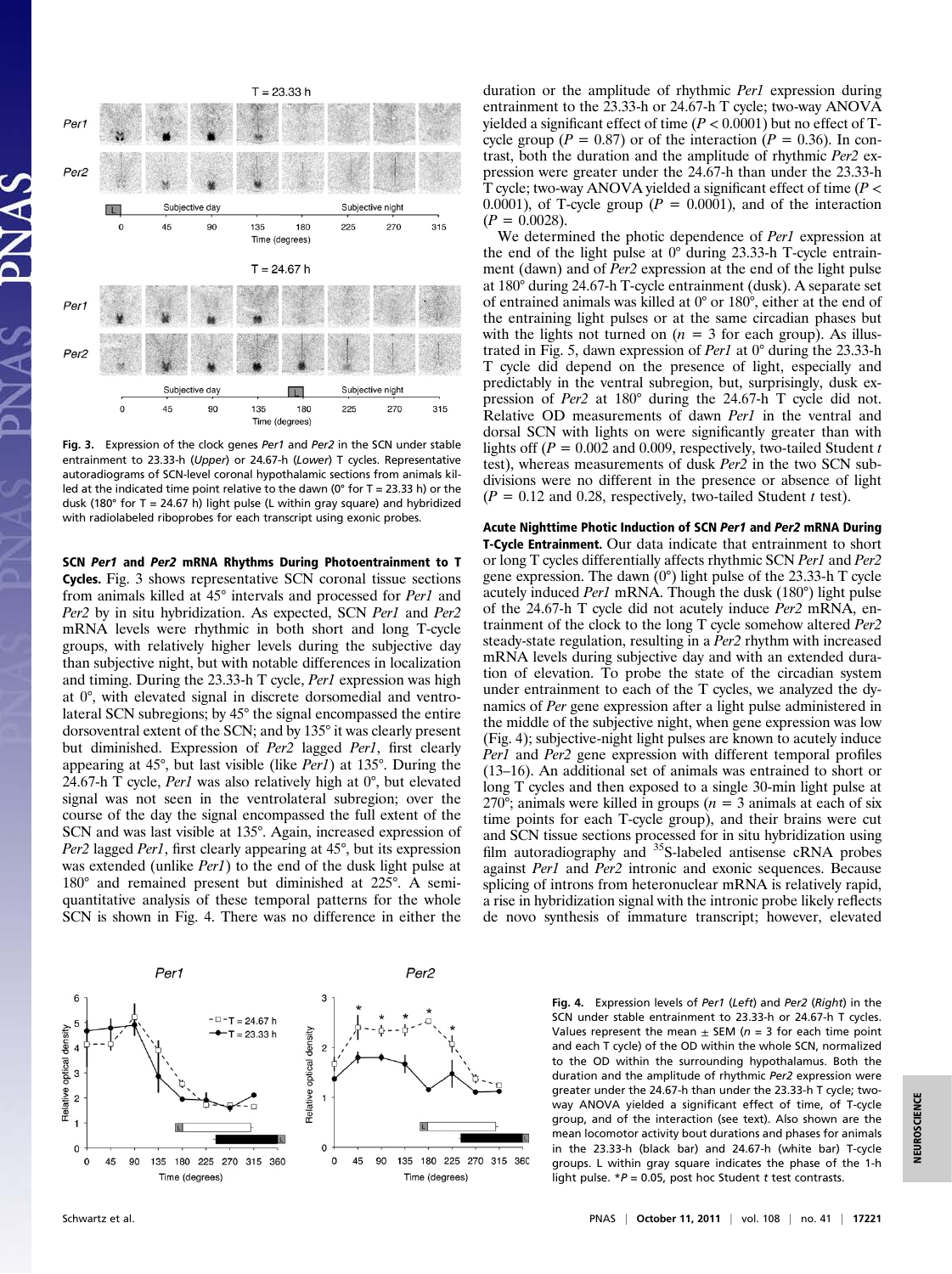Fig. 3. Expression of the clock genes *Per1* and *Per2* in the SCN under stable entrainment to 23.33-h (*Upper*) or 24.67-h (*Lower*) T cycles. Representative autoradiograms of SCN-level coronal hypothalamic sections from animals killed at the indicated time point relative to the dawn (0° for T = 23.33 h) or the dusk (180° for T = 24.67 h) light pulse (L within gray square) and hybridized with radiolabeled riboprobes for each transcript using exonic probes.

**SCN *Per1* and *Per2* mRNA Rhythms During Photoentrainment to T Cycles.** Fig. 3 shows representative SCN coronal tissue sections from animals killed at 45° intervals and processed for *Per1* and *Per2* by in situ hybridization. As expected, SCN *Per1* and *Per2* mRNA levels were rhythmic in both short and long T-cycle groups, with relatively higher levels during the subjective day than subjective night, but with notable differences in localization and timing. During the 23.33-h T cycle, *Per1* expression was high at 0°, with elevated signal in discrete dorsomedial and ventrolateral SCN subregions; by 45° the signal encompassed the entire dorsoventral extent of the SCN; and by 135° it was clearly present but diminished. Expression of *Per2* lagged *Per1*, first clearly appearing at 45°, but last visible (like *Per1*) at 135°. During the 24.67-h T cycle, *Per1* was also relatively high at 0°, but elevated signal was not seen in the ventrolateral subregion; over the course of the day the signal encompassed the full extent of the SCN and was last visible at 135°. Again, increased expression of *Per2* lagged *Per1*, first clearly appearing at 45°, but its expression was extended (unlike *Per1*) to the end of the dusk light pulse at 180° and remained present but diminished at 225°. A semiquantitative analysis of these temporal patterns for the whole SCN is shown in Fig. 4. There was no difference in either the duration or the amplitude of rhythmic *Per1* expression during entrainment to the 23.33-h or 24.67-h T cycle; two-way ANOVA yielded a significant effect of time ($P < 0.0001$) but no effect of T-cycle group ($P = 0.87$) or of the interaction ($P = 0.36$). In contrast, both the duration and the amplitude of rhythmic *Per2* expression were greater under the 24.67-h than under the 23.33-h T cycle; two-way ANOVA yielded a significant effect of time ($P < 0.0001$), of T-cycle group ($P = 0.0001$), and of the interaction ($P = 0.0028$).

We determined the photic dependence of *Per1* expression at the end of the light pulse at 0° during 23.33-h T-cycle entrainment (dawn) and of *Per2* expression at the end of the light pulse at 180° during 24.67-h T-cycle entrainment (dusk). A separate set of entrained animals was killed at 0° or 180°, either at the end of the entraining light pulses or at the same circadian phases but with the lights not turned on ($n = 3$ for each group). As illustrated in Fig. 5, dawn expression of *Per1* at 0° during the 23.33-h T cycle did depend on the presence of light, especially and predictably in the ventral subregion, but, surprisingly, dusk expression of *Per2* at 180° during the 24.67-h T cycle did not. Relative OD measurements of dawn *Per1* in the ventral and dorsal SCN with lights on were significantly greater than with lights off ($P = 0.002$ and 0.009, respectively, two-tailed Student *t* test), whereas measurements of dusk *Per2* in the two SCN subdivisions were no different in the presence or absence of light ($P = 0.12$ and 0.28, respectively, two-tailed Student *t* test).

**Acute Nighttime Photic Induction of SCN *Per1* and *Per2* mRNA During T-Cycle Entrainment.** Our data indicate that entrainment to short or long T cycles differentially affects rhythmic SCN *Per1* and *Per2* gene expression. The dawn (0°) light pulse of the 23.33-h T cycle acutely induced *Per1* mRNA. Though the dusk (180°) light pulse of the 24.67-h T cycle did not acutely induce *Per2* mRNA, entrainment of the clock to the long T cycle somehow altered *Per2* steady-state regulation, resulting in a *Per2* rhythm with increased mRNA levels during subjective day and with an extended duration of elevation. To probe the state of the circadian system under entrainment to each of the T cycles, we analyzed the dynamics of *Per* gene expression after a light pulse administered in the middle of the subjective night, when gene expression was low (Fig. 4); subjective-night light pulses are known to acutely induce *Per1* and *Per2* gene expression with different temporal profiles (13–16). An additional set of animals was entrained to short or long T cycles and then exposed to a single 30-min light pulse at 270°; animals were killed in groups ($n = 3$ animals at each of six time points for each T-cycle group), and their brains were cut and SCN tissue sections processed for in situ hybridization using film autoradiography and $^{35}$S-labeled antisense cRNA probes against *Per1* and *Per2* intronic and exonic sequences. Because splicing of introns from heteronuclear mRNA is relatively rapid, a rise in hybridization signal with the intronic probe likely reflects de novo synthesis of immature transcript; however, elevated

Fig. 4. Expression levels of *Per1* (*Left*) and *Per2* (*Right*) in the SCN under stable entrainment to 23.33-h or 24.67-h T cycles. Values represent the mean ± SEM ($n = 3$ for each time point and each T cycle) of the OD within the whole SCN, normalized to the OD within the surrounding hypothalamus. Both the duration and the amplitude of rhythmic *Per2* expression were greater under the 24.67-h than under the 23.33-h T cycle; two-way ANOVA yielded a significant effect of time, of T-cycle group, and of the interaction (see text). Also shown are the mean locomotor activity bout durations and phases for animals in the 23.33-h (black bar) and 24.67-h (white bar) T-cycle groups. L within gray square indicates the phase of the 1-h light pulse. $*P = 0.05$, post hoc Student *t* test contrasts.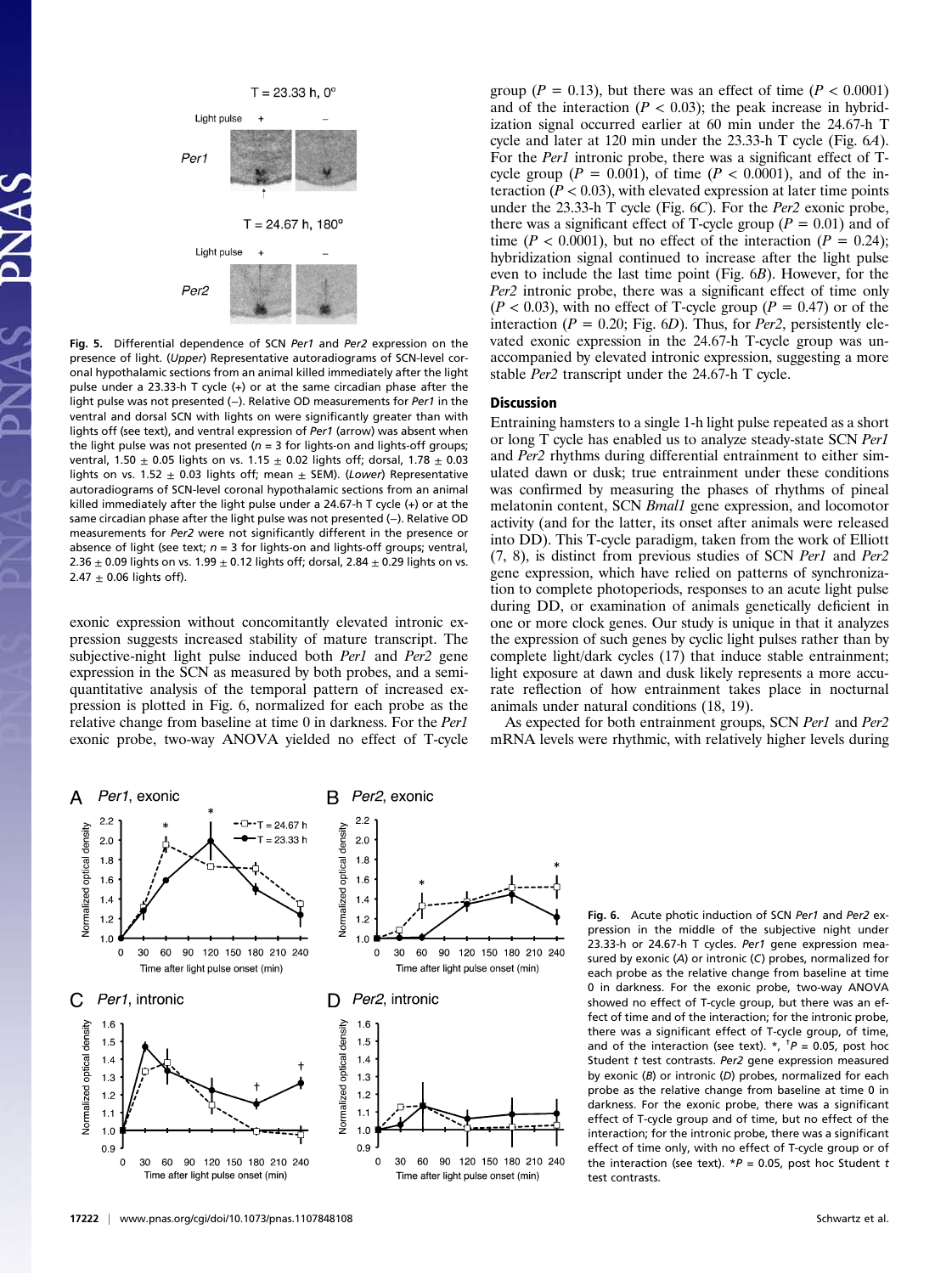**Fig. 5.** Differential dependence of SCN *Per1* and *Per2* expression on the presence of light. (*Upper*) Representative autoradiograms of SCN-level coronal hypothalamic sections from an animal killed immediately after the light pulse under a 23.33-h T cycle (+) or at the same circadian phase after the light pulse was not presented (−). Relative OD measurements for *Per1* in the ventral and dorsal SCN with lights on were significantly greater than with lights off (see text), and ventral expression of *Per1* (arrow) was absent when the light pulse was not presented ($n = 3$ for lights-on and lights-off groups; ventral, 1.50 ± 0.05 lights on vs. 1.15 ± 0.02 lights off; dorsal, 1.78 ± 0.03 lights on vs. 1.52 ± 0.03 lights off; mean ± SEM). (*Lower*) Representative autoradiograms of SCN-level coronal hypothalamic sections from an animal killed immediately after the light pulse under a 24.67-h T cycle (+) or at the same circadian phase after the light pulse was not presented (−). Relative OD measurements for *Per2* were not significantly different in the presence or absence of light (see text; $n = 3$ for lights-on and lights-off groups; ventral, 2.36 ± 0.09 lights on vs. 1.99 ± 0.12 lights off; dorsal, 2.84 ± 0.29 lights on vs. 2.47 ± 0.06 lights off).

exonic expression without concomitantly elevated intronic expression suggests increased stability of mature transcript. The subjective-night light pulse induced both *Per1* and *Per2* gene expression in the SCN as measured by both probes, and a semiquantitative analysis of the temporal pattern of increased expression is plotted in Fig. 6, normalized for each probe as the relative change from baseline at time 0 in darkness. For the *Per1* exonic probe, two-way ANOVA yielded no effect of T-cycle group ($P = 0.13$), but there was an effect of time ($P < 0.0001$) and of the interaction ($P < 0.03$); the peak increase in hybridization signal occurred earlier at 60 min under the 24.67-h T cycle and later at 120 min under the 23.33-h T cycle (Fig. 6*A*). For the *Per1* intronic probe, there was a significant effect of T-cycle group ($P = 0.001$), of time ($P < 0.0001$), and of the interaction ($P < 0.03$), with elevated expression at later time points under the 23.33-h T cycle (Fig. 6*C*). For the *Per2* exonic probe, there was a significant effect of T-cycle group ($P = 0.01$) and of time ($P < 0.0001$), but no effect of the interaction ($P = 0.24$); hybridization signal continued to increase after the light pulse even to include the last time point (Fig. 6*B*). However, for the *Per2* intronic probe, there was a significant effect of time only ($P < 0.03$), with no effect of T-cycle group ($P = 0.47$) or of the interaction ($P = 0.20$; Fig. 6*D*). Thus, for *Per2*, persistently elevated exonic expression in the 24.67-h T-cycle group was unaccompanied by elevated intronic expression, suggesting a more stable *Per2* transcript under the 24.67-h T cycle.

## Discussion

Entraining hamsters to a single 1-h light pulse repeated as a short or long T cycle has enabled us to analyze steady-state SCN *Per1* and *Per2* rhythms during differential entrainment to either simulated dawn or dusk; true entrainment under these conditions was confirmed by measuring the phases of rhythms of pineal melatonin content, SCN *Bmal1* gene expression, and locomotor activity (and for the latter, its onset after animals were released into DD). This T-cycle paradigm, taken from the work of Elliott (7, 8), is distinct from previous studies of SCN *Per1* and *Per2* gene expression, which have relied on patterns of synchronization to complete photoperiods, responses to an acute light pulse during DD, or examination of animals genetically deficient in one or more clock genes. Our study is unique in that it analyzes the expression of such genes by cyclic light pulses rather than by complete light/dark cycles (17) that induce stable entrainment; light exposure at dawn and dusk likely represents a more accurate reflection of how entrainment takes place in nocturnal animals under natural conditions (18, 19).

As expected for both entrainment groups, SCN *Per1* and *Per2* mRNA levels were rhythmic, with relatively higher levels during

**Fig. 6.** Acute photic induction of SCN *Per1* and *Per2* expression in the middle of the subjective night under 23.33-h or 24.67-h T cycles. *Per1* gene expression measured by exonic (*A*) or intronic (*C*) probes, normalized for each probe as the relative change from baseline at time 0 in darkness. For the exonic probe, two-way ANOVA showed no effect of T-cycle group, but there was an effect of time and of the interaction; for the intronic probe, there was a significant effect of T-cycle group, of time, and of the interaction (see text). *, †$P = 0.05$, post hoc Student *t* test contrasts. *Per2* gene expression measured by exonic (*B*) or intronic (*D*) probes, normalized for each probe as the relative change from baseline at time 0 in darkness. For the exonic probe, there was a significant effect of T-cycle group and of time, but no effect of the interaction; for the intronic probe, there was a significant effect of time only, with no effect of T-cycle group or of the interaction (see text). *$P = 0.05$, post hoc Student *t* test contrasts.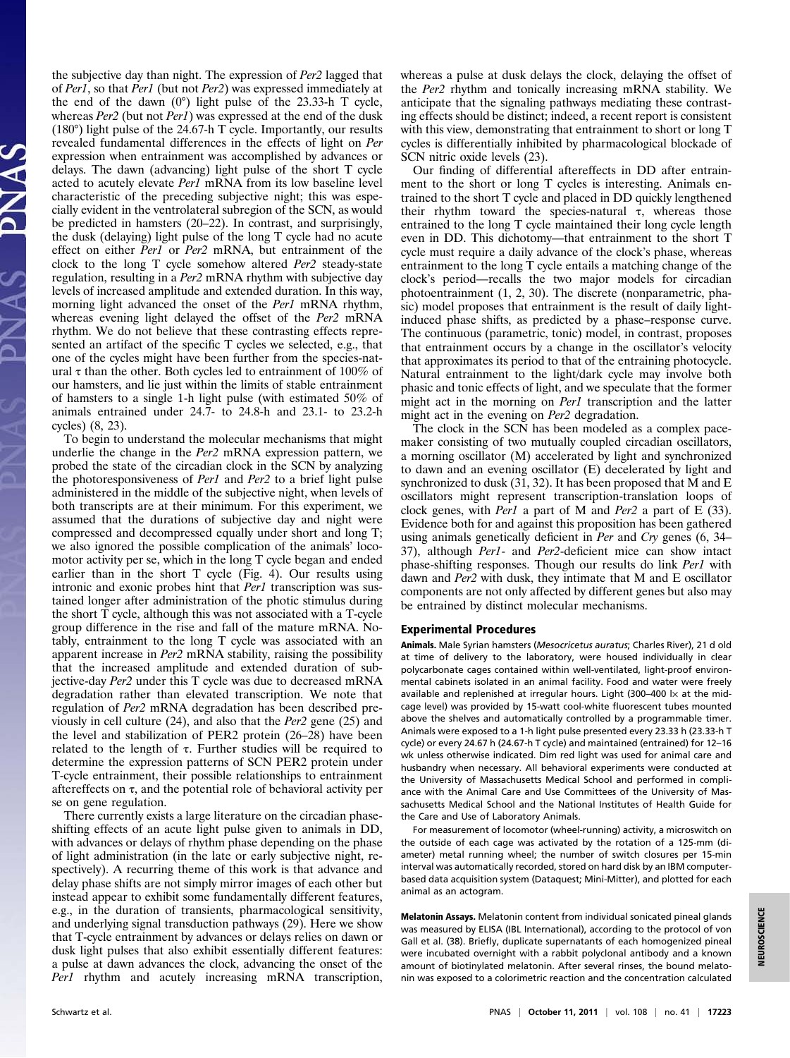the subjective day than night. The expression of *Per2* lagged that of *Per1*, so that *Per1* (but not *Per2*) was expressed immediately at the end of the dawn (0°) light pulse of the 23.33-h T cycle, whereas *Per2* (but not *Per1*) was expressed at the end of the dusk (180°) light pulse of the 24.67-h T cycle. Importantly, our results revealed fundamental differences in the effects of light on *Per* expression when entrainment was accomplished by advances or delays. The dawn (advancing) light pulse of the short T cycle acted to acutely elevate *Per1* mRNA from its low baseline level characteristic of the preceding subjective night; this was especially evident in the ventrolateral subregion of the SCN, as would be predicted in hamsters (20–22). In contrast, and surprisingly, the dusk (delaying) light pulse of the long T cycle had no acute effect on either *Per1* or *Per2* mRNA, but entrainment of the clock to the long T cycle somehow altered *Per2* steady-state regulation, resulting in a *Per2* mRNA rhythm with subjective day levels of increased amplitude and extended duration. In this way, morning light advanced the onset of the *Per1* mRNA rhythm, whereas evening light delayed the offset of the *Per2* mRNA rhythm. We do not believe that these contrasting effects represented an artifact of the specific T cycles we selected, e.g., that one of the cycles might have been further from the species-natural $\tau$ than the other. Both cycles led to entrainment of 100% of our hamsters, and lie just within the limits of stable entrainment of hamsters to a single 1-h light pulse (with estimated 50% of animals entrained under 24.7- to 24.8-h and 23.1- to 23.2-h cycles) (8, 23).

To begin to understand the molecular mechanisms that might underlie the change in the *Per2* mRNA expression pattern, we probed the state of the circadian clock in the SCN by analyzing the photoresponsiveness of *Per1* and *Per2* to a brief light pulse administered in the middle of the subjective night, when levels of both transcripts are at their minimum. For this experiment, we assumed that the durations of subjective day and night were compressed and decompressed equally under short and long T; we also ignored the possible complication of the animals' locomotor activity per se, which in the long T cycle began and ended earlier than in the short T cycle (Fig. 4). Our results using intronic and exonic probes hint that *Per1* transcription was sustained longer after administration of the photic stimulus during the short T cycle, although this was not associated with a T-cycle group difference in the rise and fall of the mature mRNA. Notably, entrainment to the long T cycle was associated with an apparent increase in *Per2* mRNA stability, raising the possibility that the increased amplitude and extended duration of subjective-day *Per2* under this T cycle was due to decreased mRNA degradation rather than elevated transcription. We note that regulation of *Per2* mRNA degradation has been described previously in cell culture (24), and also that the *Per2* gene (25) and the level and stabilization of PER2 protein (26–28) have been related to the length of $\tau$. Further studies will be required to determine the expression patterns of SCN PER2 protein under T-cycle entrainment, their possible relationships to entrainment aftereffects on $\tau$, and the potential role of behavioral activity per se on gene regulation.

There currently exists a large literature on the circadian phase-shifting effects of an acute light pulse given to animals in DD, with advances or delays of rhythm phase depending on the phase of light administration (in the late or early subjective night, respectively). A recurring theme of this work is that advance and delay phase shifts are not simply mirror images of each other but instead appear to exhibit some fundamentally different features, e.g., in the duration of transients, pharmacological sensitivity, and underlying signal transduction pathways (29). Here we show that T-cycle entrainment by advances or delays relies on dawn or dusk light pulses that also exhibit essentially different features: a pulse at dawn advances the clock, advancing the onset of the *Per1* rhythm and acutely increasing mRNA transcription, whereas a pulse at dusk delays the clock, delaying the offset of the *Per2* rhythm and tonically increasing mRNA stability. We anticipate that the signaling pathways mediating these contrasting effects should be distinct; indeed, a recent report is consistent with this view, demonstrating that entrainment to short or long T cycles is differentially inhibited by pharmacological blockade of SCN nitric oxide levels (23).

Our finding of differential aftereffects in DD after entrainment to the short or long T cycles is interesting. Animals entrained to the short T cycle and placed in DD quickly lengthened their rhythm toward the species-natural $\tau$, whereas those entrained to the long T cycle maintained their long cycle length even in DD. This dichotomy—that entrainment to the short T cycle must require a daily advance of the clock's phase, whereas entrainment to the long T cycle entails a matching change of the clock's period—recalls the two major models for circadian photoentrainment (1, 2, 30). The discrete (nonparametric, phasic) model proposes that entrainment is the result of daily light-induced phase shifts, as predicted by a phase–response curve. The continuous (parametric, tonic) model, in contrast, proposes that entrainment occurs by a change in the oscillator's velocity that approximates its period to that of the entraining photocycle. Natural entrainment to the light/dark cycle may involve both phasic and tonic effects of light, and we speculate that the former might act in the morning on *Per1* transcription and the latter might act in the evening on *Per2* degradation.

The clock in the SCN has been modeled as a complex pacemaker consisting of two mutually coupled circadian oscillators, a morning oscillator (M) accelerated by light and synchronized to dawn and an evening oscillator (E) decelerated by light and synchronized to dusk (31, 32). It has been proposed that M and E oscillators might represent transcription-translation loops of clock genes, with *Per1* a part of M and *Per2* a part of E (33). Evidence both for and against this proposition has been gathered using animals genetically deficient in *Per* and *Cry* genes (6, 34–37), although *Per1*- and *Per2*-deficient mice can show intact phase-shifting responses. Though our results do link *Per1* with dawn and *Per2* with dusk, they intimate that M and E oscillator components are not only affected by different genes but also may be entrained by distinct molecular mechanisms.

## Experimental Procedures

**Animals.** Male Syrian hamsters (*Mesocricetus auratus*; Charles River), 21 d old at time of delivery to the laboratory, were housed individually in clear polycarbonate cages contained within well-ventilated, light-proof environmental cabinets isolated in an animal facility. Food and water were freely available and replenished at irregular hours. Light (300–400 lx at the midcage level) was provided by 15-watt cool-white fluorescent tubes mounted above the shelves and automatically controlled by a programmable timer. Animals were exposed to a 1-h light pulse presented every 23.33 h (23.33-h T cycle) or every 24.67 h (24.67-h T cycle) and maintained (entrained) for 12–16 wk unless otherwise indicated. Dim red light was used for animal care and husbandry when necessary. All behavioral experiments were conducted at the University of Massachusetts Medical School and performed in compliance with the Animal Care and Use Committees of the University of Massachusetts Medical School and the National Institutes of Health Guide for the Care and Use of Laboratory Animals.

For measurement of locomotor (wheel-running) activity, a microswitch on the outside of each cage was activated by the rotation of a 125-mm (diameter) metal running wheel; the number of switch closures per 15-min interval was automatically recorded, stored on hard disk by an IBM computer-based data acquisition system (Dataquest; Mini-Mitter), and plotted for each animal as an actogram.

**Melatonin Assays.** Melatonin content from individual sonicated pineal glands was measured by ELISA (IBL International), according to the protocol of von Gall et al. (38). Briefly, duplicate supernatants of each homogenized pineal were incubated overnight with a rabbit polyclonal antibody and a known amount of biotinylated melatonin. After several rinses, the bound melatonin was exposed to a colorimetric reaction and the concentration calculated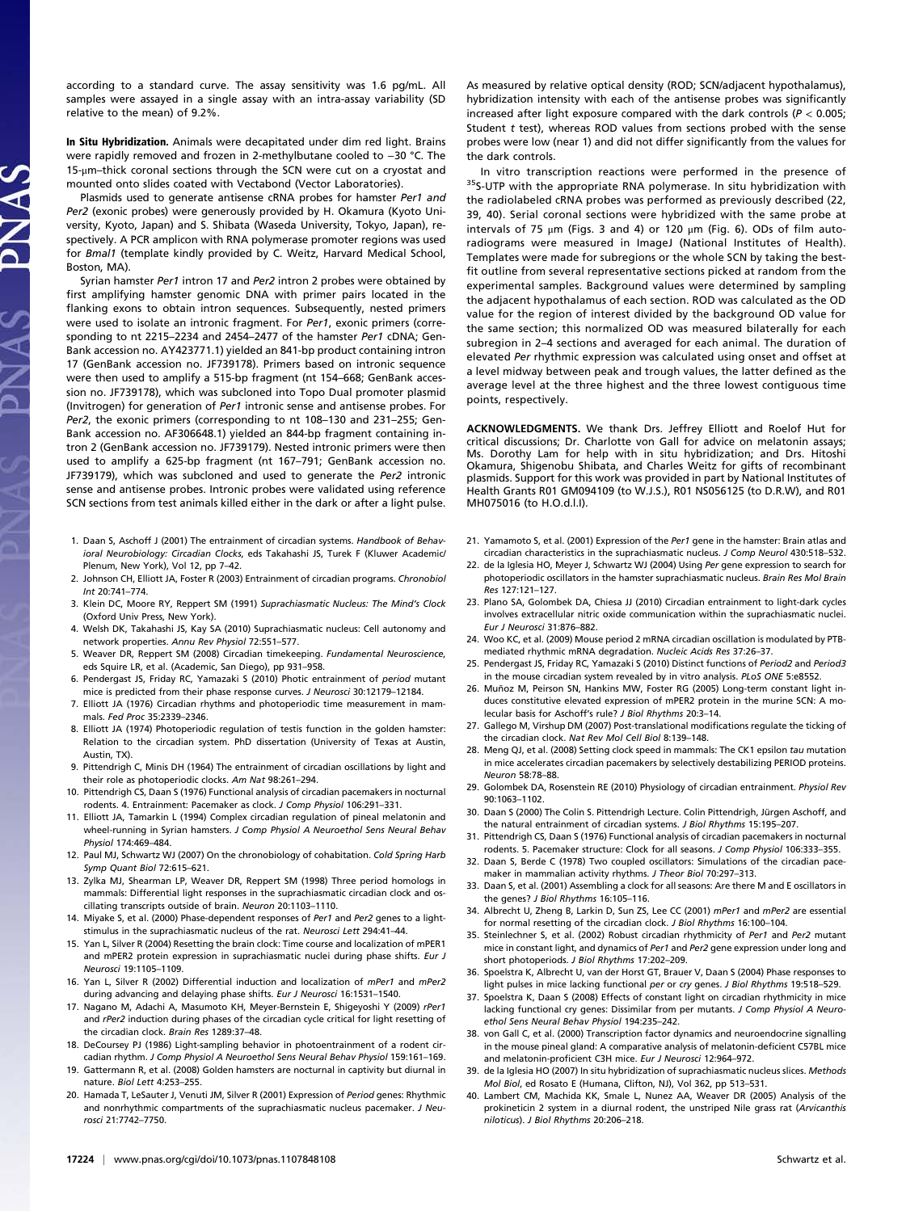according to a standard curve. The assay sensitivity was 1.6 pg/mL. All samples were assayed in a single assay with an intra-assay variability (SD relative to the mean) of 9.2%.

**In Situ Hybridization.** Animals were decapitated under dim red light. Brains were rapidly removed and frozen in 2-methylbutane cooled to −30 °C. The 15-μm–thick coronal sections through the SCN were cut on a cryostat and mounted onto slides coated with Vectabond (Vector Laboratories).

Plasmids used to generate antisense cRNA probes for hamster *Per1 and Per2* (exonic probes) were generously provided by H. Okamura (Kyoto University, Kyoto, Japan) and S. Shibata (Waseda University, Tokyo, Japan), respectively. A PCR amplicon with RNA polymerase promoter regions was used for *Bmal1* (template kindly provided by C. Weitz, Harvard Medical School, Boston, MA).

Syrian hamster *Per1* intron 17 and *Per2* intron 2 probes were obtained by first amplifying hamster genomic DNA with primer pairs located in the flanking exons to obtain intron sequences. Subsequently, nested primers were used to isolate an intronic fragment. For *Per1*, exonic primers (corresponding to nt 2215–2234 and 2454–2477 of the hamster *Per1* cDNA; GenBank accession no. AY423771.1) yielded an 841-bp product containing intron 17 (GenBank accession no. JF739178). Primers based on intronic sequence were then used to amplify a 515-bp fragment (nt 154–668; GenBank accession no. JF739178), which was subcloned into Topo Dual promoter plasmid (Invitrogen) for generation of *Per1* intronic sense and antisense probes. For *Per2*, the exonic primers (corresponding to nt 108–130 and 231–255; GenBank accession no. AF306648.1) yielded an 844-bp fragment containing intron 2 (GenBank accession no. JF739179). Nested intronic primers were then used to amplify a 625-bp fragment (nt 167–791; GenBank accession no. JF739179), which was subcloned and used to generate the *Per2* intronic sense and antisense probes. Intronic probes were validated using reference SCN sections from test animals killed either in the dark or after a light pulse. As measured by relative optical density (ROD; SCN/adjacent hypothalamus), hybridization intensity with each of the antisense probes was significantly increased after light exposure compared with the dark controls ($P < 0.005$; Student *t* test), whereas ROD values from sections probed with the sense probes were low (near 1) and did not differ significantly from the values for the dark controls.

In vitro transcription reactions were performed in the presence of $^{35}$S-UTP with the appropriate RNA polymerase. In situ hybridization with the radiolabeled cRNA probes was performed as previously described (22, 39, 40). Serial coronal sections were hybridized with the same probe at intervals of 75 μm (Figs. 3 and 4) or 120 μm (Fig. 6). ODs of film autoradiograms were measured in ImageJ (National Institutes of Health). Templates were made for subregions or the whole SCN by taking the best-fit outline from several representative sections picked at random from the experimental samples. Background values were determined by sampling the adjacent hypothalamus of each section. ROD was calculated as the OD value for the region of interest divided by the background OD value for the same section; this normalized OD was measured bilaterally for each subregion in 2–4 sections and averaged for each animal. The duration of elevated *Per* rhythmic expression was calculated using onset and offset at a level midway between peak and trough values, the latter defined as the average level at the three highest and the three lowest contiguous time points, respectively.

**ACKNOWLEDGMENTS.** We thank Drs. Jeffrey Elliott and Roelof Hut for critical discussions; Dr. Charlotte von Gall for advice on melatonin assays; Ms. Dorothy Lam for help with in situ hybridization; and Drs. Hitoshi Okamura, Shigenobu Shibata, and Charles Weitz for gifts of recombinant plasmids. Support for this work was provided in part by National Institutes of Health Grants R01 GM094109 (to W.J.S.), R01 NS056125 (to D.R.W), and R01 MH075016 (to H.O.d.l.I).

1. Daan S, Aschoff J (2001) The entrainment of circadian systems. *Handbook of Behavioral Neurobiology: Circadian Clocks*, eds Takahashi JS, Turek F (Kluwer Academic/Plenum, New York), Vol 12, pp 7–42.
2. Johnson CH, Elliott JA, Foster R (2003) Entrainment of circadian programs. *Chronobiol Int* 20:741–774.
3. Klein DC, Moore RY, Reppert SM (1991) *Suprachiasmatic Nucleus: The Mind's Clock* (Oxford Univ Press, New York).
4. Welsh DK, Takahashi JS, Kay SA (2010) Suprachiasmatic nucleus: Cell autonomy and network properties. *Annu Rev Physiol* 72:551–577.
5. Weaver DR, Reppert SM (2008) Circadian timekeeping. *Fundamental Neuroscience*, eds Squire LR, et al. (Academic, San Diego), pp 931–958.
6. Pendergast JS, Friday RC, Yamazaki S (2010) Photic entrainment of *period* mutant mice is predicted from their phase response curves. *J Neurosci* 30:12179–12184.
7. Elliott JA (1976) Circadian rhythms and photoperiodic time measurement in mammals. *Fed Proc* 35:2339–2346.
8. Elliott JA (1974) Photoperiodic regulation of testis function in the golden hamster: Relation to the circadian system. PhD dissertation (University of Texas at Austin, Austin, TX).
9. Pittendrigh C, Minis DH (1964) The entrainment of circadian oscillations by light and their role as photoperiodic clocks. *Am Nat* 98:261–294.
10. Pittendrigh CS, Daan S (1976) Functional analysis of circadian pacemakers in nocturnal rodents. 4. Entrainment: Pacemaker as clock. *J Comp Physiol* 106:291–331.
11. Elliott JA, Tamarkin L (1994) Complex circadian regulation of pineal melatonin and wheel-running in Syrian hamsters. *J Comp Physiol A Neuroethol Sens Neural Behav Physiol* 174:469–484.
12. Paul MJ, Schwartz WJ (2007) On the chronobiology of cohabitation. *Cold Spring Harb Symp Quant Biol* 72:615–621.
13. Zylka MJ, Shearman LP, Weaver DR, Reppert SM (1998) Three period homologs in mammals: Differential light responses in the suprachiasmatic circadian clock and oscillating transcripts outside of brain. *Neuron* 20:1103–1110.
14. Miyake S, et al. (2000) Phase-dependent responses of *Per1* and *Per2* genes to a light-stimulus in the suprachiasmatic nucleus of the rat. *Neurosci Lett* 294:41–44.
15. Yan L, Silver R (2004) Resetting the brain clock: Time course and localization of mPER1 and mPER2 protein expression in suprachiasmatic nuclei during phase shifts. *Eur J Neurosci* 19:1105–1109.
16. Yan L, Silver R (2002) Differential induction and localization of *mPer1* and *mPer2* during advancing and delaying phase shifts. *Eur J Neurosci* 16:1531–1540.
17. Nagano M, Adachi A, Masumoto KH, Meyer-Bernstein E, Shigeyoshi Y (2009) *rPer1* and *rPer2* induction during phases of the circadian cycle critical for light resetting of the circadian clock. *Brain Res* 1289:37–48.
18. DeCoursey PJ (1986) Light-sampling behavior in photoentrainment of a rodent circadian rhythm. *J Comp Physiol A Neuroethol Sens Neural Behav Physiol* 159:161–169.
19. Gattermann R, et al. (2008) Golden hamsters are nocturnal in captivity but diurnal in nature. *Biol Lett* 4:253–255.
20. Hamada T, LeSauter J, Venuti JM, Silver R (2001) Expression of *Period* genes: Rhythmic and nonrhythmic compartments of the suprachiasmatic nucleus pacemaker. *J Neurosci* 21:7742–7750.
21. Yamamoto S, et al. (2001) Expression of the *Per1* gene in the hamster: Brain atlas and circadian characteristics in the suprachiasmatic nucleus. *J Comp Neurol* 430:518–532.
22. de la Iglesia HO, Meyer J, Schwartz WJ (2004) Using *Per* gene expression to search for photoperiodic oscillators in the hamster suprachiasmatic nucleus. *Brain Res Mol Brain Res* 127:121–127.
23. Plano SA, Golombek DA, Chiesa JJ (2010) Circadian entrainment to light-dark cycles involves extracellular nitric oxide communication within the suprachiasmatic nuclei. *Eur J Neurosci* 31:876–882.
24. Woo KC, et al. (2009) Mouse period 2 mRNA circadian oscillation is modulated by PTB-mediated rhythmic mRNA degradation. *Nucleic Acids Res* 37:26–37.
25. Pendergast JS, Friday RC, Yamazaki S (2010) Distinct functions of *Period2* and *Period3* in the mouse circadian system revealed by in vitro analysis. *PLoS ONE* 5:e8552.
26. Muñoz M, Peirson SN, Hankins MW, Foster RG (2005) Long-term constant light induces constitutive elevated expression of mPER2 protein in the murine SCN: A molecular basis for Aschoff's rule? *J Biol Rhythms* 20:3–14.
27. Gallego M, Virshup DM (2007) Post-translational modifications regulate the ticking of the circadian clock. *Nat Rev Mol Cell Biol* 8:139–148.
28. Meng QJ, et al. (2008) Setting clock speed in mammals: The CK1 epsilon *tau* mutation in mice accelerates circadian pacemakers by selectively destabilizing PERIOD proteins. *Neuron* 58:78–88.
29. Golombek DA, Rosenstein RE (2010) Physiology of circadian entrainment. *Physiol Rev* 90:1063–1102.
30. Daan S (2000) The Colin S. Pittendrigh Lecture. Colin Pittendrigh, Jürgen Aschoff, and the natural entrainment of circadian systems. *J Biol Rhythms* 15:195–207.
31. Pittendrigh CS, Daan S (1976) Functional analysis of circadian pacemakers in nocturnal rodents. 5. Pacemaker structure: Clock for all seasons. *J Comp Physiol* 106:333–355.
32. Daan S, Berde C (1978) Two coupled oscillators: Simulations of the circadian pacemaker in mammalian activity rhythms. *J Theor Biol* 70:297–313.
33. Daan S, et al. (2001) Assembling a clock for all seasons: Are there M and E oscillators in the genes? *J Biol Rhythms* 16:105–116.
34. Albrecht U, Zheng B, Larkin D, Sun ZS, Lee CC (2001) *mPer1* and *mPer2* are essential for normal resetting of the circadian clock. *J Biol Rhythms* 16:100–104.
35. Steinlechner S, et al. (2002) Robust circadian rhythmicity of *Per1* and *Per2* mutant mice in constant light, and dynamics of *Per1* and *Per2* gene expression under long and short photoperiods. *J Biol Rhythms* 17:202–209.
36. Spoelstra K, Albrecht U, van der Horst GT, Brauer V, Daan S (2004) Phase responses to light pulses in mice lacking functional *per* or *cry* genes. *J Biol Rhythms* 19:518–529.
37. Spoelstra K, Daan S (2008) Effects of constant light on circadian rhythmicity in mice lacking functional cry genes: Dissimilar from per mutants. *J Comp Physiol A Neuroethol Sens Neural Behav Physiol* 194:235–242.
38. von Gall C, et al. (2000) Transcription factor dynamics and neuroendocrine signalling in the mouse pineal gland: A comparative analysis of melatonin-deficient C57BL mice and melatonin-proficient C3H mice. *Eur J Neurosci* 12:964–972.
39. de la Iglesia HO (2007) In situ hybridization of suprachiasmatic nucleus slices. *Methods Mol Biol*, ed Rosato E (Humana, Clifton, NJ), Vol 362, pp 513–531.
40. Lambert CM, Machida KK, Smale L, Nunez AA, Weaver DR (2005) Analysis of the prokineticin 2 system in a diurnal rodent, the unstriped Nile grass rat (*Arvicanthis niloticus*). *J Biol Rhythms* 20:206–218.